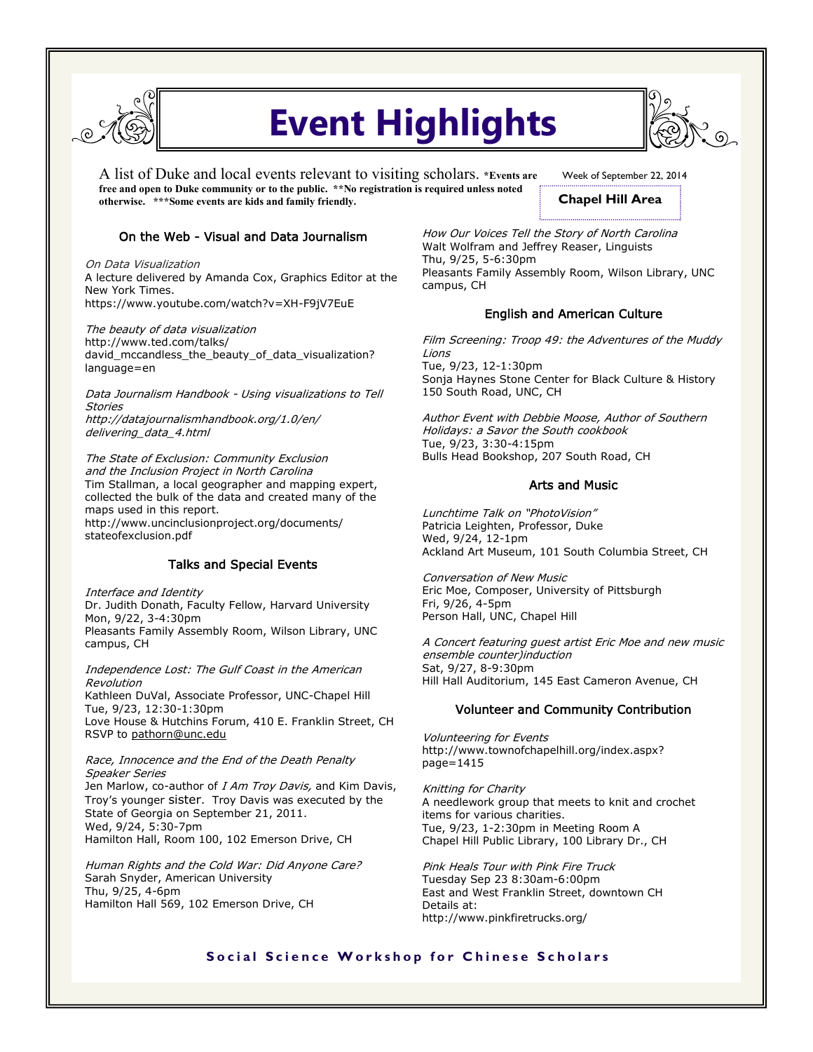# Event Highlights

A list of Duke and local events relevant to visiting scholars. **\*Events are free and open to Duke community or to the public. \*\*No registration is required unless noted otherwise. \*\*\*Some events are kids and family friendly.**

Week of September 22, 2014

**Chapel Hill Area**

## On the Web - Visual and Data Journalism

*On Data Visualization*
A lecture delivered by Amanda Cox, Graphics Editor at the New York Times.
https://www.youtube.com/watch?v=XH-F9jV7EuE

*The beauty of data visualization*
http://www.ted.com/talks/david_mccandless_the_beauty_of_data_visualization?language=en

*Data Journalism Handbook - Using visualizations to Tell Stories*
*http://datajournalismhandbook.org/1.0/en/delivering_data_4.html*

*The State of Exclusion: Community Exclusion and the Inclusion Project in North Carolina*
Tim Stallman, a local geographer and mapping expert, collected the bulk of the data and created many of the maps used in this report.
http://www.uncinclusionproject.org/documents/stateofexclusion.pdf

## Talks and Special Events

*Interface and Identity*
Dr. Judith Donath, Faculty Fellow, Harvard University
Mon, 9/22, 3-4:30pm
Pleasants Family Assembly Room, Wilson Library, UNC campus, CH

*Independence Lost: The Gulf Coast in the American Revolution*
Kathleen DuVal, Associate Professor, UNC-Chapel Hill
Tue, 9/23, 12:30-1:30pm
Love House & Hutchins Forum, 410 E. Franklin Street, CH
RSVP to pathorn@unc.edu

*Race, Innocence and the End of the Death Penalty Speaker Series*
Jen Marlow, co-author of *I Am Troy Davis,* and Kim Davis, Troy's younger sister. Troy Davis was executed by the State of Georgia on September 21, 2011.
Wed, 9/24, 5:30-7pm
Hamilton Hall, Room 100, 102 Emerson Drive, CH

*Human Rights and the Cold War: Did Anyone Care?*
Sarah Snyder, American University
Thu, 9/25, 4-6pm
Hamilton Hall 569, 102 Emerson Drive, CH

*How Our Voices Tell the Story of North Carolina*
Walt Wolfram and Jeffrey Reaser, Linguists
Thu, 9/25, 5-6:30pm
Pleasants Family Assembly Room, Wilson Library, UNC campus, CH

## English and American Culture

*Film Screening: Troop 49: the Adventures of the Muddy Lions*
Tue, 9/23, 12-1:30pm
Sonja Haynes Stone Center for Black Culture & History
150 South Road, UNC, CH

*Author Event with Debbie Moose, Author of Southern Holidays: a Savor the South cookbook*
Tue, 9/23, 3:30-4:15pm
Bulls Head Bookshop, 207 South Road, CH

## Arts and Music

*Lunchtime Talk on "PhotoVision"*
Patricia Leighten, Professor, Duke
Wed, 9/24, 12-1pm
Ackland Art Museum, 101 South Columbia Street, CH

*Conversation of New Music*
Eric Moe, Composer, University of Pittsburgh
Fri, 9/26, 4-5pm
Person Hall, UNC, Chapel Hill

*A Concert featuring guest artist Eric Moe and new music ensemble counter)induction*
Sat, 9/27, 8-9:30pm
Hill Hall Auditorium, 145 East Cameron Avenue, CH

## Volunteer and Community Contribution

*Volunteering for Events*
http://www.townofchapelhill.org/index.aspx?page=1415

*Knitting for Charity*
A needlework group that meets to knit and crochet items for various charities.
Tue, 9/23, 1-2:30pm in Meeting Room A
Chapel Hill Public Library, 100 Library Dr., CH

*Pink Heals Tour with Pink Fire Truck*
Tuesday Sep 23 8:30am-6:00pm
East and West Franklin Street, downtown CH
Details at:
http://www.pinkfiretrucks.org/

**Social Science Workshop for Chinese Scholars**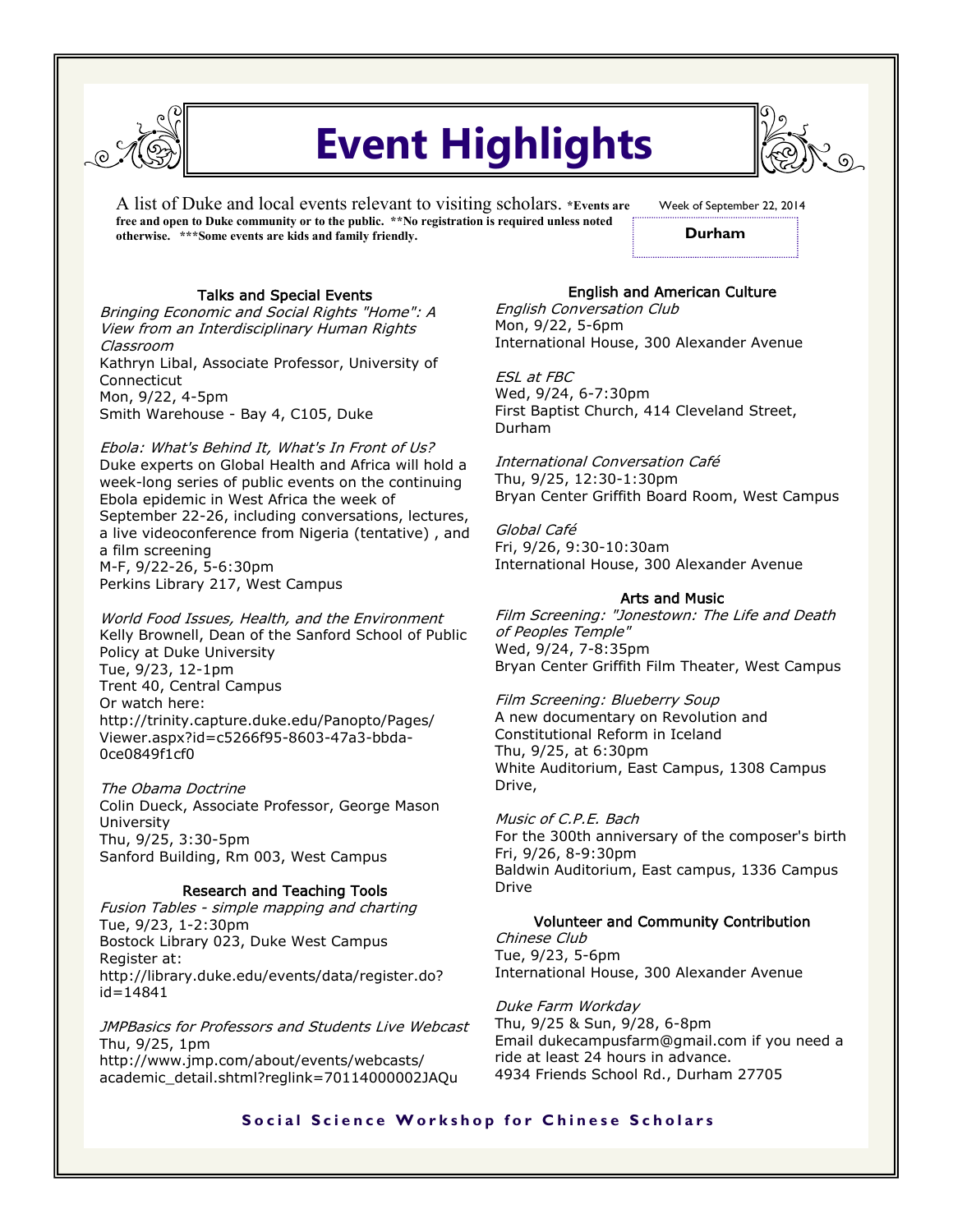# Event Highlights

A list of Duke and local events relevant to visiting scholars. **\*Events are free and open to Duke community or to the public. \*\*No registration is required unless noted otherwise. \*\*\*Some events are kids and family friendly.**

Week of September 22, 2014

**Durham**

## Talks and Special Events

*Bringing Economic and Social Rights "Home": A View from an Interdisciplinary Human Rights Classroom*
Kathryn Libal, Associate Professor, University of Connecticut
Mon, 9/22, 4-5pm
Smith Warehouse - Bay 4, C105, Duke

*Ebola: What's Behind It, What's In Front of Us?*
Duke experts on Global Health and Africa will hold a week-long series of public events on the continuing Ebola epidemic in West Africa the week of September 22-26, including conversations, lectures, a live videoconference from Nigeria (tentative) , and a film screening
M-F, 9/22-26, 5-6:30pm
Perkins Library 217, West Campus

*World Food Issues, Health, and the Environment*
Kelly Brownell, Dean of the Sanford School of Public Policy at Duke University
Tue, 9/23, 12-1pm
Trent 40, Central Campus
Or watch here:
http://trinity.capture.duke.edu/Panopto/Pages/Viewer.aspx?id=c5266f95-8603-47a3-bbda-0ce0849f1cf0

*The Obama Doctrine*
Colin Dueck, Associate Professor, George Mason University
Thu, 9/25, 3:30-5pm
Sanford Building, Rm 003, West Campus

## Research and Teaching Tools

*Fusion Tables - simple mapping and charting*
Tue, 9/23, 1-2:30pm
Bostock Library 023, Duke West Campus
Register at:
http://library.duke.edu/events/data/register.do?id=14841

*JMPBasics for Professors and Students Live Webcast*
Thu, 9/25, 1pm
http://www.jmp.com/about/events/webcasts/academic_detail.shtml?reglink=70114000002JAQu

## English and American Culture

*English Conversation Club*
Mon, 9/22, 5-6pm
International House, 300 Alexander Avenue

*ESL at FBC*
Wed, 9/24, 6-7:30pm
First Baptist Church, 414 Cleveland Street, Durham

*International Conversation Café*
Thu, 9/25, 12:30-1:30pm
Bryan Center Griffith Board Room, West Campus

*Global Café*
Fri, 9/26, 9:30-10:30am
International House, 300 Alexander Avenue

## Arts and Music

*Film Screening: "Jonestown: The Life and Death of Peoples Temple"*
Wed, 9/24, 7-8:35pm
Bryan Center Griffith Film Theater, West Campus

*Film Screening: Blueberry Soup*
A new documentary on Revolution and Constitutional Reform in Iceland
Thu, 9/25, at 6:30pm
White Auditorium, East Campus, 1308 Campus Drive,

*Music of C.P.E. Bach*
For the 300th anniversary of the composer's birth
Fri, 9/26, 8-9:30pm
Baldwin Auditorium, East campus, 1336 Campus Drive

## Volunteer and Community Contribution

*Chinese Club*
Tue, 9/23, 5-6pm
International House, 300 Alexander Avenue

*Duke Farm Workday*
Thu, 9/25 & Sun, 9/28, 6-8pm
Email dukecampusfarm@gmail.com if you need a ride at least 24 hours in advance.
4934 Friends School Rd., Durham 27705

**Social Science Workshop for Chinese Scholars**